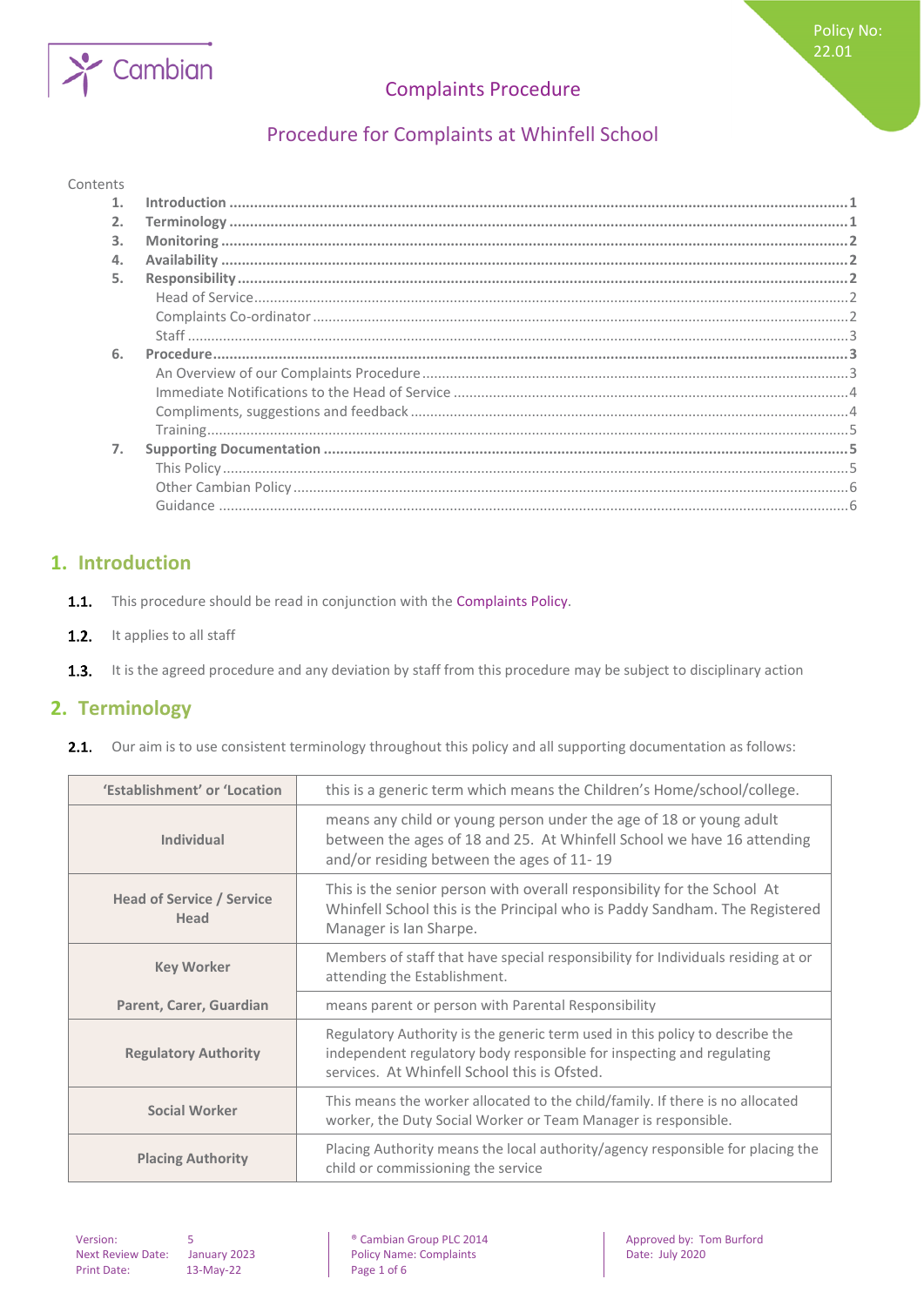Policy No: 22.01

# Complaints Procedure

## Procedure for Complaints at Whinfell School

Contents

1. **Introduction** .... 1
2. **Terminology** .... 1
3. **Monitoring** .... 2
4. **Availability** .... 2
5. **Responsibility** .... 2
   - Head of Service .... 2
   - Complaints Co-ordinator .... 2
   - Staff .... 3
6. **Procedure** .... 3
   - An Overview of our Complaints Procedure .... 3
   - Immediate Notifications to the Head of Service .... 4
   - Compliments, suggestions and feedback .... 4
   - Training .... 5
7. **Supporting Documentation** .... 5
   - This Policy .... 5
   - Other Cambian Policy .... 6
   - Guidance .... 6

## 1. Introduction

**1.1.** This procedure should be read in conjunction with the Complaints Policy.

**1.2.** It applies to all staff

**1.3.** It is the agreed procedure and any deviation by staff from this procedure may be subject to disciplinary action

## 2. Terminology

**2.1.** Our aim is to use consistent terminology throughout this policy and all supporting documentation as follows:

| | |
|---|---|
| **'Establishment' or 'Location** | this is a generic term which means the Children's Home/school/college. |
| **Individual** | means any child or young person under the age of 18 or young adult between the ages of 18 and 25. At Whinfell School we have 16 attending and/or residing between the ages of 11- 19 |
| **Head of Service / Service Head** | This is the senior person with overall responsibility for the School At Whinfell School this is the Principal who is Paddy Sandham. The Registered Manager is Ian Sharpe. |
| **Key Worker** | Members of staff that have special responsibility for Individuals residing at or attending the Establishment. |
| **Parent, Carer, Guardian** | means parent or person with Parental Responsibility |
| **Regulatory Authority** | Regulatory Authority is the generic term used in this policy to describe the independent regulatory body responsible for inspecting and regulating services. At Whinfell School this is Ofsted. |
| **Social Worker** | This means the worker allocated to the child/family. If there is no allocated worker, the Duty Social Worker or Team Manager is responsible. |
| **Placing Authority** | Placing Authority means the local authority/agency responsible for placing the child or commissioning the service |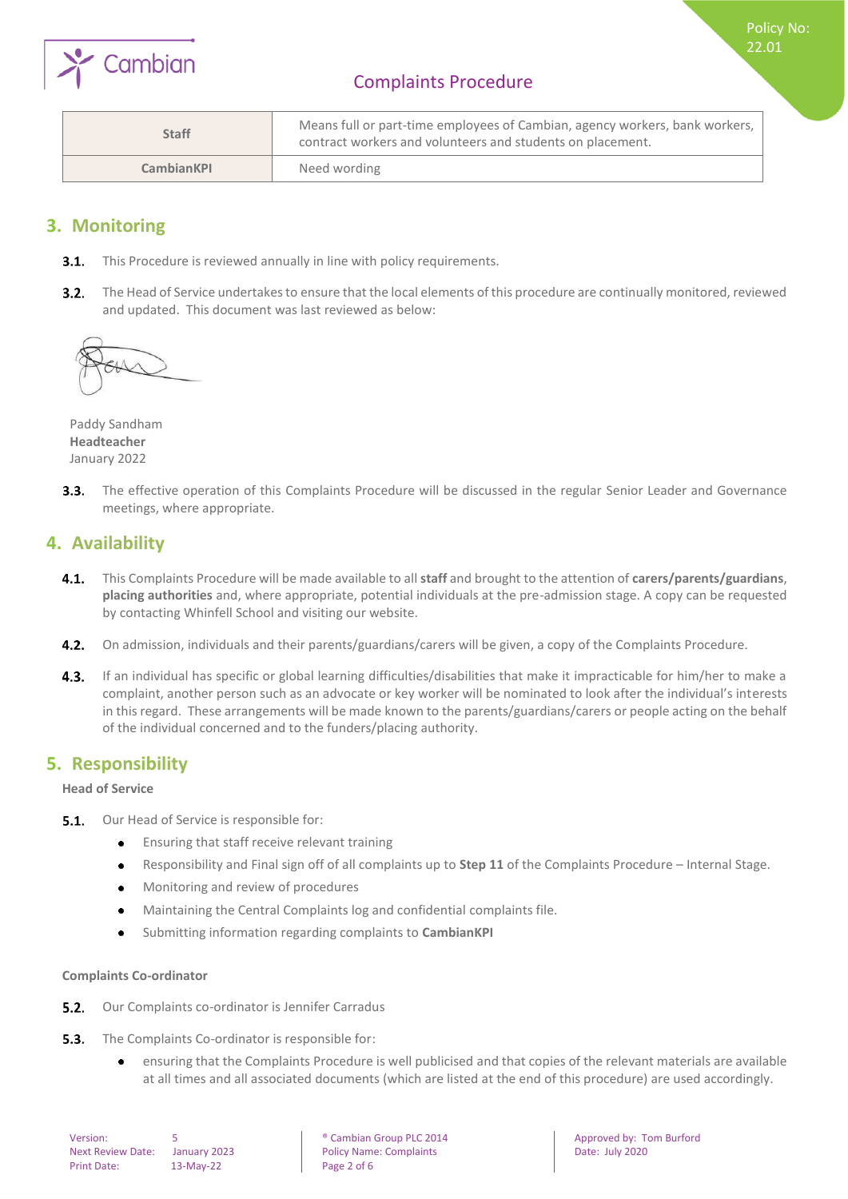| Staff | Means full or part-time employees of Cambian, agency workers, bank workers, contract workers and volunteers and students on placement. |
|---|---|
| CambianKPI | Need wording |

## 3. Monitoring

**3.1.** This Procedure is reviewed annually in line with policy requirements.

**3.2.** The Head of Service undertakes to ensure that the local elements of this procedure are continually monitored, reviewed and updated. This document was last reviewed as below:

Paddy Sandham
**Headteacher**
January 2022

**3.3.** The effective operation of this Complaints Procedure will be discussed in the regular Senior Leader and Governance meetings, where appropriate.

## 4. Availability

**4.1.** This Complaints Procedure will be made available to all **staff** and brought to the attention of **carers/parents/guardians**, **placing authorities** and, where appropriate, potential individuals at the pre-admission stage. A copy can be requested by contacting Whinfell School and visiting our website.

**4.2.** On admission, individuals and their parents/guardians/carers will be given, a copy of the Complaints Procedure.

**4.3.** If an individual has specific or global learning difficulties/disabilities that make it impracticable for him/her to make a complaint, another person such as an advocate or key worker will be nominated to look after the individual's interests in this regard. These arrangements will be made known to the parents/guardians/carers or people acting on the behalf of the individual concerned and to the funders/placing authority.

## 5. Responsibility

### Head of Service

**5.1.** Our Head of Service is responsible for:

- Ensuring that staff receive relevant training
- Responsibility and Final sign off of all complaints up to **Step 11** of the Complaints Procedure – Internal Stage.
- Monitoring and review of procedures
- Maintaining the Central Complaints log and confidential complaints file.
- Submitting information regarding complaints to **CambianKPI**

### Complaints Co-ordinator

**5.2.** Our Complaints co-ordinator is Jennifer Carradus

**5.3.** The Complaints Co-ordinator is responsible for:

- ensuring that the Complaints Procedure is well publicised and that copies of the relevant materials are available at all times and all associated documents (which are listed at the end of this procedure) are used accordingly.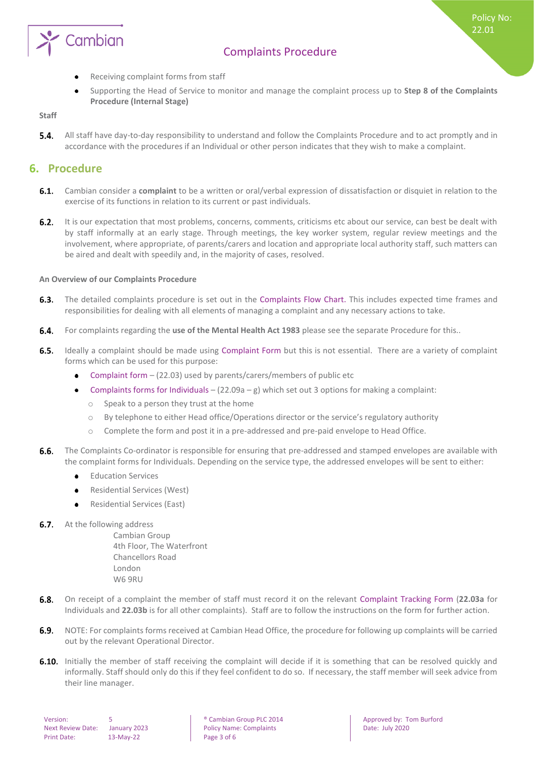- Receiving complaint forms from staff
- Supporting the Head of Service to monitor and manage the complaint process up to **Step 8 of the Complaints Procedure (Internal Stage)**

**Staff**

**5.4.** All staff have day-to-day responsibility to understand and follow the Complaints Procedure and to act promptly and in accordance with the procedures if an Individual or other person indicates that they wish to make a complaint.

## 6. Procedure

**6.1.** Cambian consider a **complaint** to be a written or oral/verbal expression of dissatisfaction or disquiet in relation to the exercise of its functions in relation to its current or past individuals.

**6.2.** It is our expectation that most problems, concerns, comments, criticisms etc about our service, can best be dealt with by staff informally at an early stage. Through meetings, the key worker system, regular review meetings and the involvement, where appropriate, of parents/carers and location and appropriate local authority staff, such matters can be aired and dealt with speedily and, in the majority of cases, resolved.

**An Overview of our Complaints Procedure**

**6.3.** The detailed complaints procedure is set out in the Complaints Flow Chart. This includes expected time frames and responsibilities for dealing with all elements of managing a complaint and any necessary actions to take.

**6.4.** For complaints regarding the **use of the Mental Health Act 1983** please see the separate Procedure for this..

**6.5.** Ideally a complaint should be made using Complaint Form but this is not essential. There are a variety of complaint forms which can be used for this purpose:

- Complaint form – (22.03) used by parents/carers/members of public etc
- Complaints forms for Individuals – (22.09a – g) which set out 3 options for making a complaint:
    - Speak to a person they trust at the home
    - By telephone to either Head office/Operations director or the service's regulatory authority
    - Complete the form and post it in a pre-addressed and pre-paid envelope to Head Office.

**6.6.** The Complaints Co-ordinator is responsible for ensuring that pre-addressed and stamped envelopes are available with the complaint forms for Individuals. Depending on the service type, the addressed envelopes will be sent to either:

- Education Services
- Residential Services (West)
- Residential Services (East)

**6.7.** At the following address

Cambian Group
4th Floor, The Waterfront
Chancellors Road
London
W6 9RU

**6.8.** On receipt of a complaint the member of staff must record it on the relevant Complaint Tracking Form (**22.03a** for Individuals and **22.03b** is for all other complaints). Staff are to follow the instructions on the form for further action.

**6.9.** NOTE: For complaints forms received at Cambian Head Office, the procedure for following up complaints will be carried out by the relevant Operational Director.

**6.10.** Initially the member of staff receiving the complaint will decide if it is something that can be resolved quickly and informally. Staff should only do this if they feel confident to do so. If necessary, the staff member will seek advice from their line manager.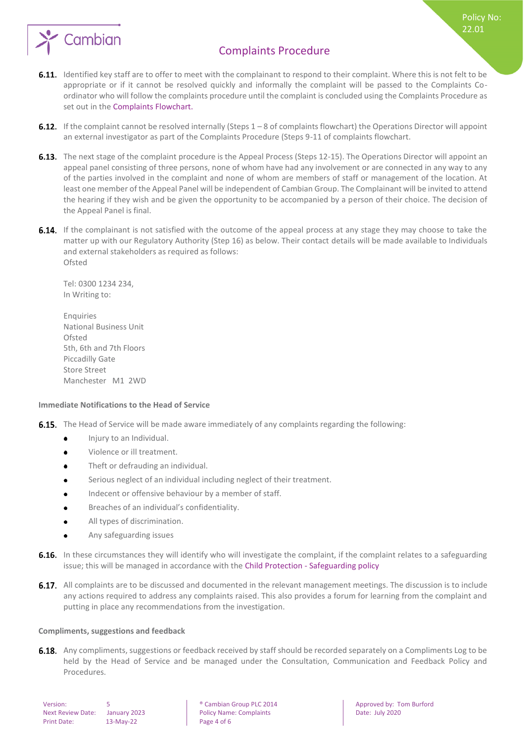**6.11.** Identified key staff are to offer to meet with the complainant to respond to their complaint. Where this is not felt to be appropriate or if it cannot be resolved quickly and informally the complaint will be passed to the Complaints Co-ordinator who will follow the complaints procedure until the complaint is concluded using the Complaints Procedure as set out in the Complaints Flowchart.

**6.12.** If the complaint cannot be resolved internally (Steps 1 – 8 of complaints flowchart) the Operations Director will appoint an external investigator as part of the Complaints Procedure (Steps 9-11 of complaints flowchart.

**6.13.** The next stage of the complaint procedure is the Appeal Process (Steps 12-15). The Operations Director will appoint an appeal panel consisting of three persons, none of whom have had any involvement or are connected in any way to any of the parties involved in the complaint and none of whom are members of staff or management of the location. At least one member of the Appeal Panel will be independent of Cambian Group. The Complainant will be invited to attend the hearing if they wish and be given the opportunity to be accompanied by a person of their choice. The decision of the Appeal Panel is final.

**6.14.** If the complainant is not satisfied with the outcome of the appeal process at any stage they may choose to take the matter up with our Regulatory Authority (Step 16) as below. Their contact details will be made available to Individuals and external stakeholders as required as follows:
Ofsted

Tel: 0300 1234 234,
In Writing to:

Enquiries
National Business Unit
Ofsted
5th, 6th and 7th Floors
Piccadilly Gate
Store Street
Manchester M1 2WD

**Immediate Notifications to the Head of Service**

**6.15.** The Head of Service will be made aware immediately of any complaints regarding the following:

- Injury to an Individual.
- Violence or ill treatment.
- Theft or defrauding an individual.
- Serious neglect of an individual including neglect of their treatment.
- Indecent or offensive behaviour by a member of staff.
- Breaches of an individual's confidentiality.
- All types of discrimination.
- Any safeguarding issues

**6.16.** In these circumstances they will identify who will investigate the complaint, if the complaint relates to a safeguarding issue; this will be managed in accordance with the Child Protection - Safeguarding policy

**6.17.** All complaints are to be discussed and documented in the relevant management meetings. The discussion is to include any actions required to address any complaints raised. This also provides a forum for learning from the complaint and putting in place any recommendations from the investigation.

**Compliments, suggestions and feedback**

**6.18.** Any compliments, suggestions or feedback received by staff should be recorded separately on a Compliments Log to be held by the Head of Service and be managed under the Consultation, Communication and Feedback Policy and Procedures.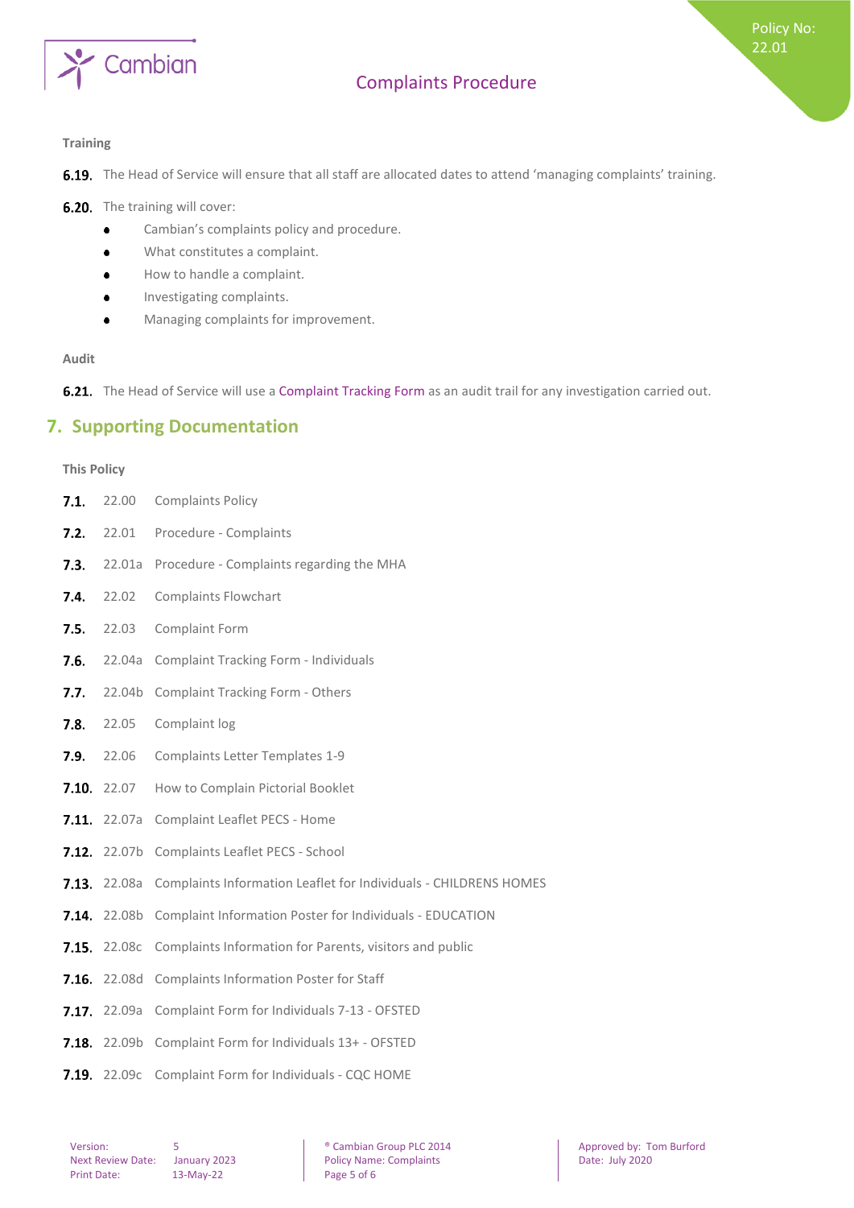**Training**

**6.19.** The Head of Service will ensure that all staff are allocated dates to attend 'managing complaints' training.

**6.20.** The training will cover:

- Cambian's complaints policy and procedure.
- What constitutes a complaint.
- How to handle a complaint.
- Investigating complaints.
- Managing complaints for improvement.

**Audit**

**6.21.** The Head of Service will use a Complaint Tracking Form as an audit trail for any investigation carried out.

## 7. Supporting Documentation

**This Policy**

**7.1.** 22.00 Complaints Policy

**7.2.** 22.01 Procedure - Complaints

**7.3.** 22.01a Procedure - Complaints regarding the MHA

**7.4.** 22.02 Complaints Flowchart

**7.5.** 22.03 Complaint Form

**7.6.** 22.04a Complaint Tracking Form - Individuals

**7.7.** 22.04b Complaint Tracking Form - Others

**7.8.** 22.05 Complaint log

**7.9.** 22.06 Complaints Letter Templates 1-9

**7.10.** 22.07 How to Complain Pictorial Booklet

**7.11.** 22.07a Complaint Leaflet PECS - Home

**7.12.** 22.07b Complaints Leaflet PECS - School

**7.13.** 22.08a Complaints Information Leaflet for Individuals - CHILDRENS HOMES

**7.14.** 22.08b Complaint Information Poster for Individuals - EDUCATION

**7.15.** 22.08c Complaints Information for Parents, visitors and public

**7.16.** 22.08d Complaints Information Poster for Staff

**7.17.** 22.09a Complaint Form for Individuals 7-13 - OFSTED

**7.18.** 22.09b Complaint Form for Individuals 13+ - OFSTED

**7.19.** 22.09c Complaint Form for Individuals - CQC HOME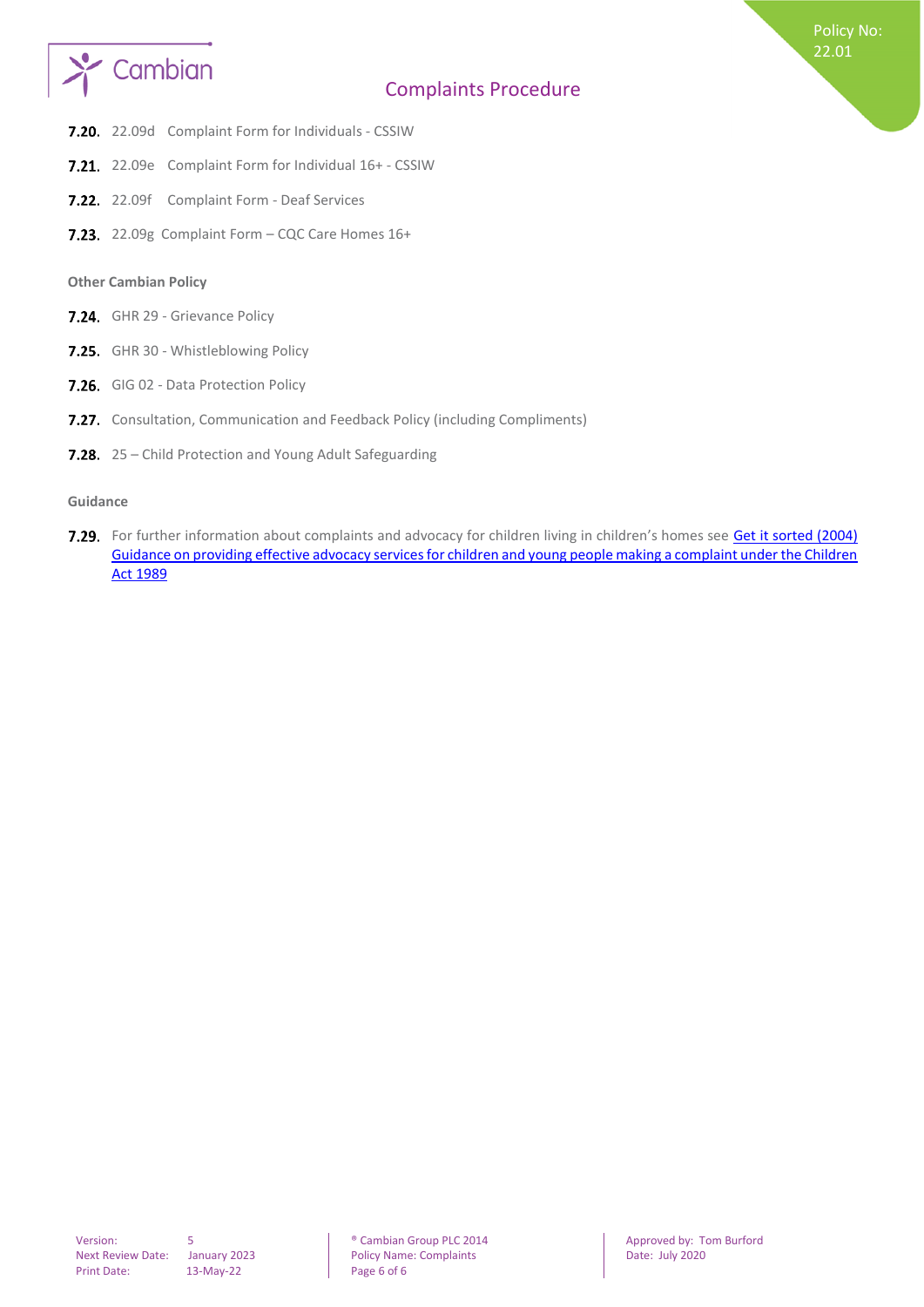7.20. 22.09d Complaint Form for Individuals - CSSIW

7.21. 22.09e Complaint Form for Individual 16+ - CSSIW

7.22. 22.09f Complaint Form - Deaf Services

7.23. 22.09g Complaint Form – CQC Care Homes 16+

**Other Cambian Policy**

7.24. GHR 29 - Grievance Policy

7.25. GHR 30 - Whistleblowing Policy

7.26. GIG 02 - Data Protection Policy

7.27. Consultation, Communication and Feedback Policy (including Compliments)

7.28. 25 – Child Protection and Young Adult Safeguarding

**Guidance**

7.29. For further information about complaints and advocacy for children living in children's homes see Get it sorted (2004) Guidance on providing effective advocacy services for children and young people making a complaint under the Children Act 1989